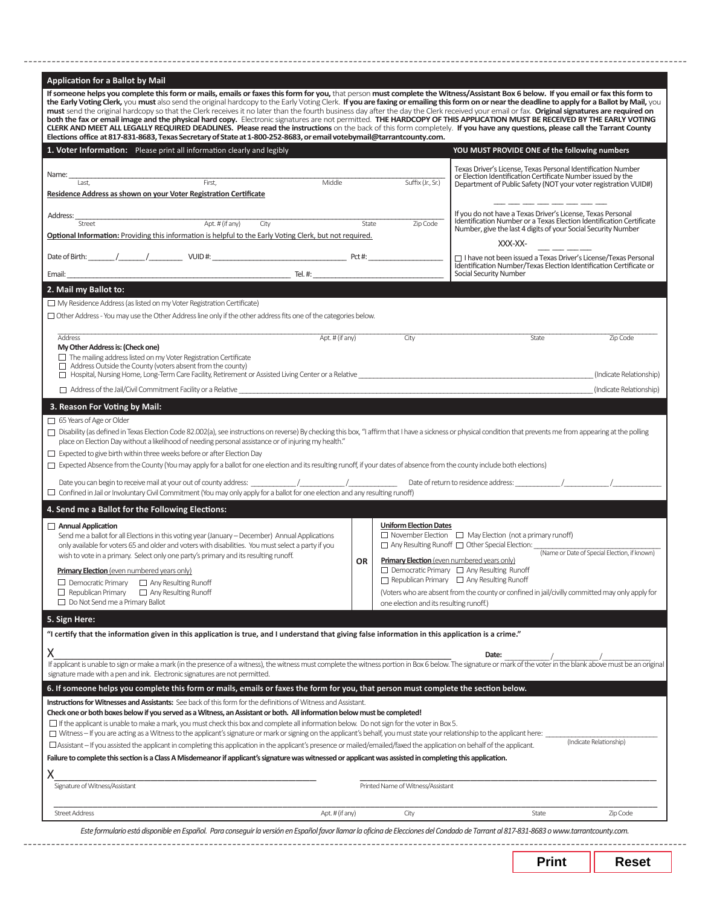## Application for a Ballot by Mail

**If someone helps you complete this form or mails, emails or faxes this form for you,** that person **must complete the Witness/Assistant Box 6 below. If you email or fax this form to the Early Voting Clerk,** you **must** also send the original hardcopy to the Early Voting Clerk. **If you are faxing or emailing this form on or near the deadline to apply for a Ballot by Mail,** you **must** send the original hardcopy so that the Clerk receives it no later than the fourth business day after the day the Clerk received your email or fax. **Original signatures are required on both the fax or email image and the physical hard copy.** Electronic signatures are not permitted. **THE HARDCOPY OF THIS APPLICATION MUST BE RECEIVED BY THE EARLY VOTING CLERK AND MEET ALL LEGALLY REQUIRED DEADLINES. Please read the instructions** on the back of this form completely. **If you have any questions, please call the Tarrant County Elections office at 817-831-8683, Texas Secretary of State at 1-800-252-8683, or email votebymail@tarrantcounty.com.**

### 1. Voter Information: Please print all information clearly and legibly

Name: ______________________________________________
Last, First, Middle, Suffix (Jr., Sr.)

**Residence Address as shown on your Voter Registration Certificate**

Address: ______________________________________________
Street, Apt. # (if any), City, State, Zip Code

**Optional Information:** Providing this information is helpful to the Early Voting Clerk, but not required.

Date of Birth: _______/_______/_________ VUID #: ____________________ Pct #: ____________

Email: ______________________________ Tel. #: ____________________

**YOU MUST PROVIDE ONE of the following numbers**

Texas Driver's License, Texas Personal Identification Number or Election Identification Certificate Number issued by the Department of Public Safety (NOT your voter registration VUID#)

___ ___ ___ ___ ___ ___ ___ ___

If you do not have a Texas Driver's License, Texas Personal Identification Number or a Texas Election Identification Certificate Number, give the last 4 digits of your Social Security Number

XXX-XX- ___ ___ ___ ___

☐ I have not been issued a Texas Driver's License/Texas Personal Identification Number/Texas Election Identification Certificate or Social Security Number

### 2. Mail my Ballot to:

☐ My Residence Address (as listed on my Voter Registration Certificate)

☐ Other Address - You may use the Other Address line only if the other address fits one of the categories below.

______________________________________________
Address, Apt. # (if any), City, State, Zip Code

**My Other Address is: (Check one)**

☐ The mailing address listed on my Voter Registration Certificate
☐ Address Outside the County (voters absent from the county)
☐ Hospital, Nursing Home, Long-Term Care Facility, Retirement or Assisted Living Center or a Relative ____________________ (Indicate Relationship)
☐ Address of the Jail/Civil Commitment Facility or a Relative ____________________ (Indicate Relationship)

### 3. Reason For Voting by Mail:

☐ 65 Years of Age or Older

☐ Disability (as defined in Texas Election Code 82.002(a), see instructions on reverse) By checking this box, "I affirm that I have a sickness or physical condition that prevents me from appearing at the polling place on Election Day without a likelihood of needing personal assistance or of injuring my health."

☐ Expected to give birth within three weeks before or after Election Day

☐ Expected Absence from the County (You may apply for a ballot for one election and its resulting runoff, if your dates of absence from the county include both elections)

Date you can begin to receive mail at your out of county address: ________/________/________ Date of return to residence address: ________/________/________

☐ Confined in Jail or Involuntary Civil Commitment (You may only apply for a ballot for one election and any resulting runoff)

### 4. Send me a Ballot for the Following Elections:

☐ **Annual Application**
Send me a ballot for all Elections in this voting year (January – December) Annual Applications only available for voters 65 and older and voters with disabilities. You must select a party if you wish to vote in a primary. Select only one party's primary and its resulting runoff.

**Primary Election** (even numbered years only)
☐ Democratic Primary ☐ Any Resulting Runoff
☐ Republican Primary ☐ Any Resulting Runoff
☐ Do Not Send me a Primary Ballot

**OR**

**Uniform Election Dates**
☐ November Election ☐ May Election (not a primary runoff)
☐ Any Resulting Runoff ☐ Other Special Election: ____________________ (Name or Date of Special Election, if known)

**Primary Election** (even numbered years only)
☐ Democratic Primary ☐ Any Resulting Runoff
☐ Republican Primary ☐ Any Resulting Runoff

(Voters who are absent from the county or confined in jail/civilly committed may only apply for one election and its resulting runoff.)

### 5. Sign Here:

**"I certify that the information given in this application is true, and I understand that giving false information in this application is a crime."**

X______________________________________________ **Date:** ________/________/________

If applicant is unable to sign or make a mark (in the presence of a witness), the witness must complete the witness portion in Box 6 below. The signature or mark of the voter in the blank above must be an original signature made with a pen and ink. Electronic signatures are not permitted.

### 6. If someone helps you complete this form or mails, emails or faxes the form for you, that person must complete the section below.

**Instructions for Witnesses and Assistants:** See back of this form for the definitions of Witness and Assistant.

**Check one or both boxes below if you served as a Witness, an Assistant or both. All information below must be completed!**

☐ If the applicant is unable to make a mark, you must check this box and complete all information below. Do not sign for the voter in Box 5.

☐ Witness – If you are acting as a Witness to the applicant's signature or mark or signing on the applicant's behalf, you must state your relationship to the applicant here: ____________________ (Indicate Relationship)

☐ Assistant – If you assisted the applicant in completing this application in the applicant's presence or mailed/emailed/faxed the application on behalf of the applicant.

**Failure to complete this section is a Class A Misdemeanor if applicant's signature was witnessed or applicant was assisted in completing this application.**

X______________________________ ______________________________
Signature of Witness/Assistant, Printed Name of Witness/Assistant

______________________________________________
Street Address, Apt. # (if any), City, State, Zip Code

*Este formulario está disponible en Español. Para conseguir la versión en Español favor llamar la oficina de Elecciones del Condado de Tarrant al 817-831-8683 o www.tarrantcounty.com.*

Print | Reset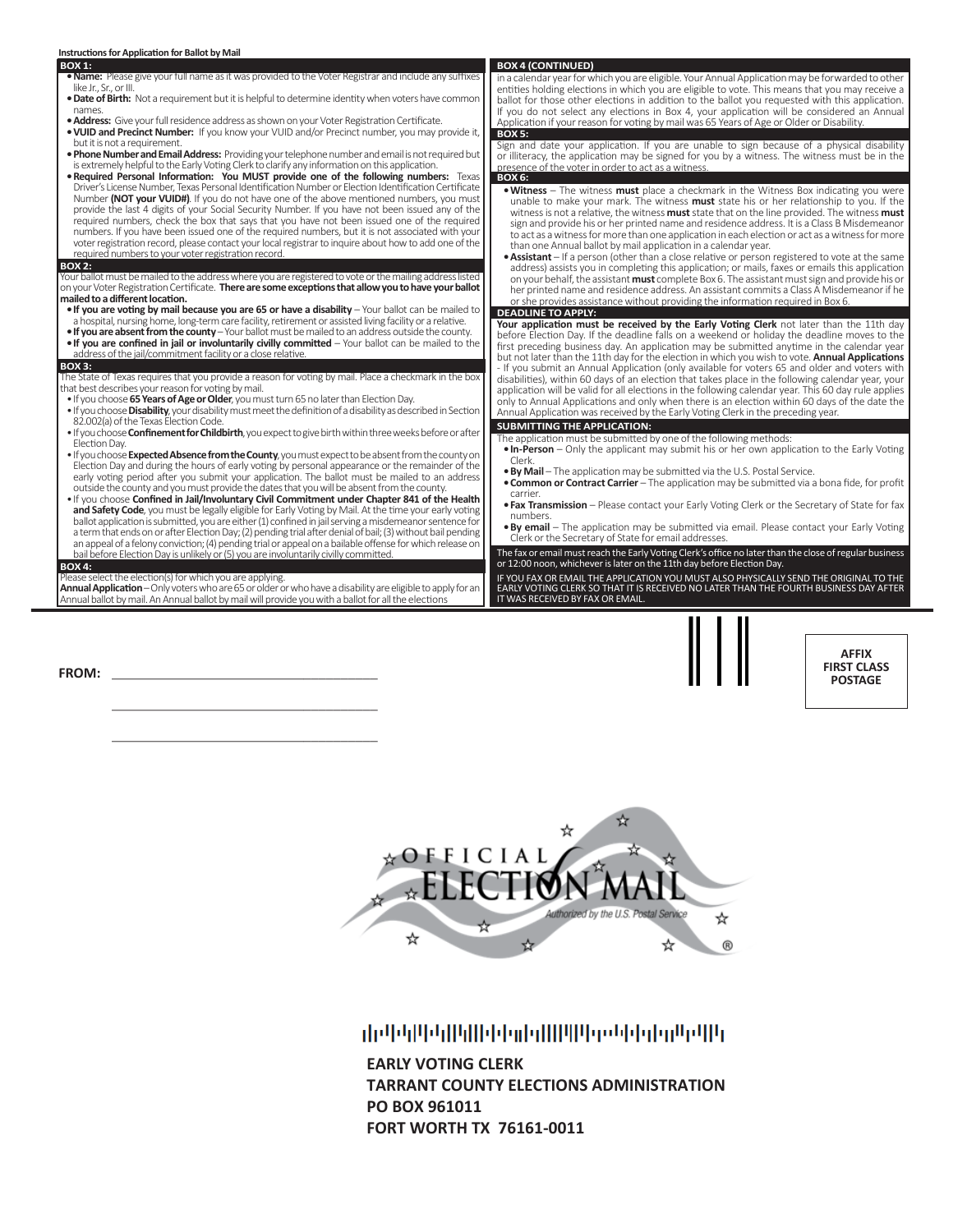**Instructions for Application for Ballot by Mail**

**BOX 1:**

- **Name:** Please give your full name as it was provided to the Voter Registrar and include any suffixes like Jr., Sr., or III.
- **Date of Birth:** Not a requirement but it is helpful to determine identity when voters have common names.
- **Address:** Give your full residence address as shown on your Voter Registration Certificate.
- **VUID and Precinct Number:** If you know your VUID and/or Precinct number, you may provide it, but it is not a requirement.
- **Phone Number and Email Address:** Providing your telephone number and email is not required but is extremely helpful to the Early Voting Clerk to clarify any information on this application.
- **Required Personal Information: You MUST provide one of the following numbers:** Texas Driver's License Number, Texas Personal Identification Number or Election Identification Certificate Number **(NOT your VUID#)**. If you do not have one of the above mentioned numbers, you must provide the last 4 digits of your Social Security Number. If you have not been issued any of the required numbers, check the box that says that you have not been issued one of the required numbers. If you have been issued one of the required numbers, but it is not associated with your voter registration record, please contact your local registrar to inquire about how to add one of the required numbers to your voter registration record.

**BOX 2:**

Your ballot must be mailed to the address where you are registered to vote or the mailing address listed on your Voter Registration Certificate. **There are some exceptions that allow you to have your ballot mailed to a different location.**

- **If you are voting by mail because you are 65 or have a disability** – Your ballot can be mailed to a hospital, nursing home, long-term care facility, retirement or assisted living facility or a relative.
- **If you are absent from the county** – Your ballot must be mailed to an address outside the county.
- **If you are confined in jail or involuntarily civilly committed** – Your ballot can be mailed to the address of the jail/commitment facility or a close relative.

**BOX 3:**

The State of Texas requires that you provide a reason for voting by mail. Place a checkmark in the box that best describes your reason for voting by mail.

- If you choose **65 Years of Age or Older**, you must turn 65 no later than Election Day.
- If you choose **Disability**, your disability must meet the definition of a disability as described in Section 82.002(a) of the Texas Election Code.
- If you choose **Confinement for Childbirth**, you expect to give birth within three weeks before or after Election Day.
- If you choose **Expected Absence from the County**, you must expect to be absent from the county on Election Day and during the hours of early voting by personal appearance or the remainder of the early voting period after you submit your application. The ballot must be mailed to an address outside the county and you must provide the dates that you will be absent from the county.
- If you choose **Confined in Jail/Involuntary Civil Commitment under Chapter 841 of the Health and Safety Code**, you must be legally eligible for Early Voting by Mail. At the time your early voting ballot application is submitted, you are either (1) confined in jail serving a misdemeanor sentence for a term that ends on or after Election Day; (2) pending trial after denial of bail; (3) without bail pending an appeal of a felony conviction; (4) pending trial or appeal on a bailable offense for which release on bail before Election Day is unlikely or (5) you are involuntarily civilly committed.

**BOX 4:**

Please select the election(s) for which you are applying.

**Annual Application** – Only voters who are 65 or older or who have a disability are eligible to apply for an Annual ballot by mail. An Annual ballot by mail will provide you with a ballot for all the elections in a calendar year for which you are eligible. Your Annual Application may be forwarded to other entities holding elections in which you are eligible to vote. This means that you may receive a ballot for those other elections in addition to the ballot you requested with this application. If you do not select any elections in Box 4, your application will be considered an Annual Application if your reason for voting by mail was 65 Years of Age or Older or Disability.

**BOX 5:**

Sign and date your application. If you are unable to sign because of a physical disability or illiteracy, the application may be signed for you by a witness. The witness must be in the presence of the voter in order to act as a witness.

**BOX 6:**

- **Witness** – The witness **must** place a checkmark in the Witness Box indicating you were unable to make your mark. The witness **must** state his or her relationship to you. If the witness is not a relative, the witness **must** state that on the line provided. The witness **must** sign and provide his or her printed name and residence address. It is a Class B Misdemeanor to act as a witness for more than one application in each election or act as a witness for more than one Annual ballot by mail application in a calendar year.
- **Assistant** – If a person (other than a close relative or person registered to vote at the same address) assists you in completing this application; or mails, faxes or emails this application on your behalf, the assistant **must** complete Box 6. The assistant must sign and provide his or her printed name and residence address. An assistant commits a Class A Misdemeanor if he or she provides assistance without providing the information required in Box 6.

**DEADLINE TO APPLY:**

**Your application must be received by the Early Voting Clerk** not later than the 11th day before Election Day. If the deadline falls on a weekend or holiday the deadline moves to the first preceding business day. An application may be submitted anytime in the calendar year but not later than the 11th day for the election in which you wish to vote. **Annual Applications** - If you submit an Annual Application (only available for voters 65 and older and voters with disabilities), within 60 days of an election that takes place in the following calendar year, your application will be valid for all elections in the following calendar year. This 60 day rule applies only to Annual Applications and only when there is an election within 60 days of the date the Annual Application was received by the Early Voting Clerk in the preceding year.

**SUBMITTING THE APPLICATION:**

The application must be submitted by one of the following methods:

- **In-Person** – Only the applicant may submit his or her own application to the Early Voting Clerk.
- **By Mail** – The application may be submitted via the U.S. Postal Service.
- **Common or Contract Carrier** – The application may be submitted via a bona fide, for profit carrier.
- **Fax Transmission** – Please contact your Early Voting Clerk or the Secretary of State for fax numbers.
- **By email** – The application may be submitted via email. Please contact your Early Voting Clerk or the Secretary of State for email addresses.

The fax or email must reach the Early Voting Clerk's office no later than the close of regular business or 12:00 noon, whichever is later on the 11th day before Election Day.

IF YOU FAX OR EMAIL THE APPLICATION YOU MUST ALSO PHYSICALLY SEND THE ORIGINAL TO THE EARLY VOTING CLERK SO THAT IT IS RECEIVED NO LATER THAN THE FOURTH BUSINESS DAY AFTER IT WAS RECEIVED BY FAX OR EMAIL.

---

FROM: ________________________________________

________________________________________

________________________________________

**AFFIX FIRST CLASS POSTAGE**

OFFICIAL ELECTION MAIL

Authorized by the U.S. Postal Service

**EARLY VOTING CLERK**
**TARRANT COUNTY ELECTIONS ADMINISTRATION**
**PO BOX 961011**
**FORT WORTH TX 76161-0011**